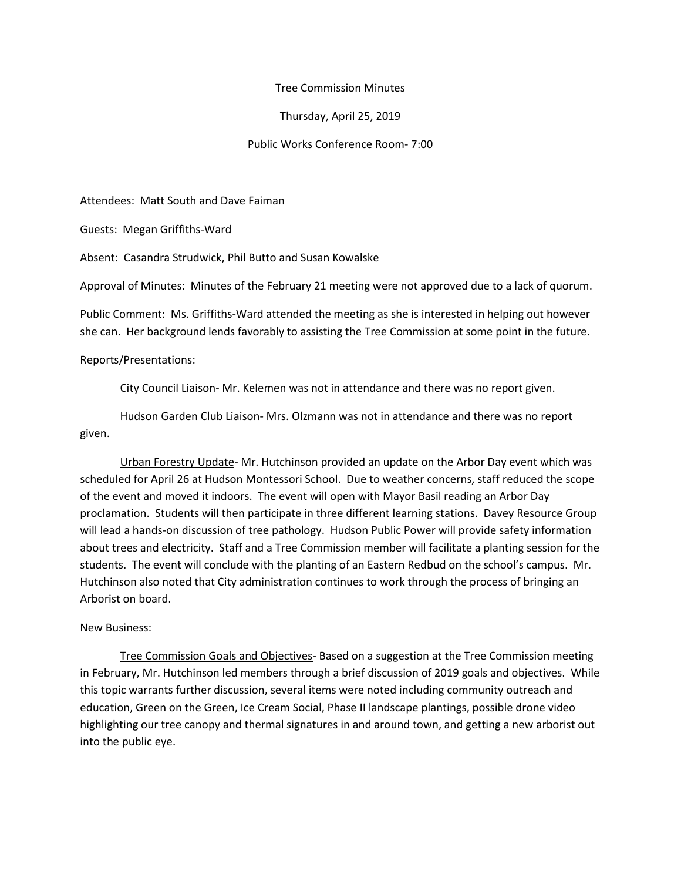Tree Commission Minutes

Thursday, April 25, 2019

Public Works Conference Room- 7:00

Attendees: Matt South and Dave Faiman

Guests: Megan Griffiths-Ward

Absent: Casandra Strudwick, Phil Butto and Susan Kowalske

Approval of Minutes: Minutes of the February 21 meeting were not approved due to a lack of quorum.

Public Comment: Ms. Griffiths-Ward attended the meeting as she is interested in helping out however she can. Her background lends favorably to assisting the Tree Commission at some point in the future.

Reports/Presentations:

<u>City Council Liaison</u>- Mr. Kelemen was not in attendance and there was no report given.

<u>Hudson Garden Club Liaison</u>- Mrs. Olzmann was not in attendance and there was no report given.

<u>Urban Forestry Update</u>- Mr. Hutchinson provided an update on the Arbor Day event which was scheduled for April 26 at Hudson Montessori School. Due to weather concerns, staff reduced the scope of the event and moved it indoors. The event will open with Mayor Basil reading an Arbor Day proclamation. Students will then participate in three different learning stations. Davey Resource Group will lead a hands-on discussion of tree pathology. Hudson Public Power will provide safety information about trees and electricity. Staff and a Tree Commission member will facilitate a planting session for the students. The event will conclude with the planting of an Eastern Redbud on the school's campus. Mr. Hutchinson also noted that City administration continues to work through the process of bringing an Arborist on board.

New Business:

<u>Tree Commission Goals and Objectives</u>- Based on a suggestion at the Tree Commission meeting in February, Mr. Hutchinson led members through a brief discussion of 2019 goals and objectives. While this topic warrants further discussion, several items were noted including community outreach and education, Green on the Green, Ice Cream Social, Phase II landscape plantings, possible drone video highlighting our tree canopy and thermal signatures in and around town, and getting a new arborist out into the public eye.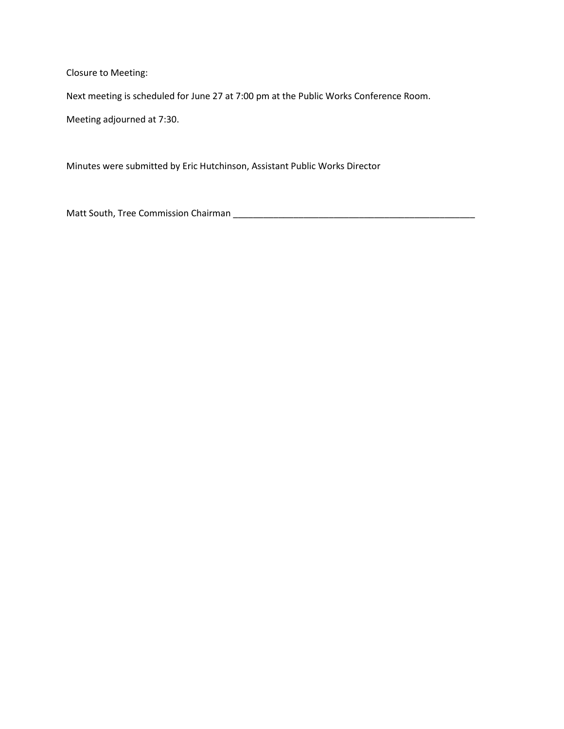Closure to Meeting:

Next meeting is scheduled for June 27 at 7:00 pm at the Public Works Conference Room.

Meeting adjourned at 7:30.

Minutes were submitted by Eric Hutchinson, Assistant Public Works Director

Matt South, Tree Commission Chairman __________________________________________________